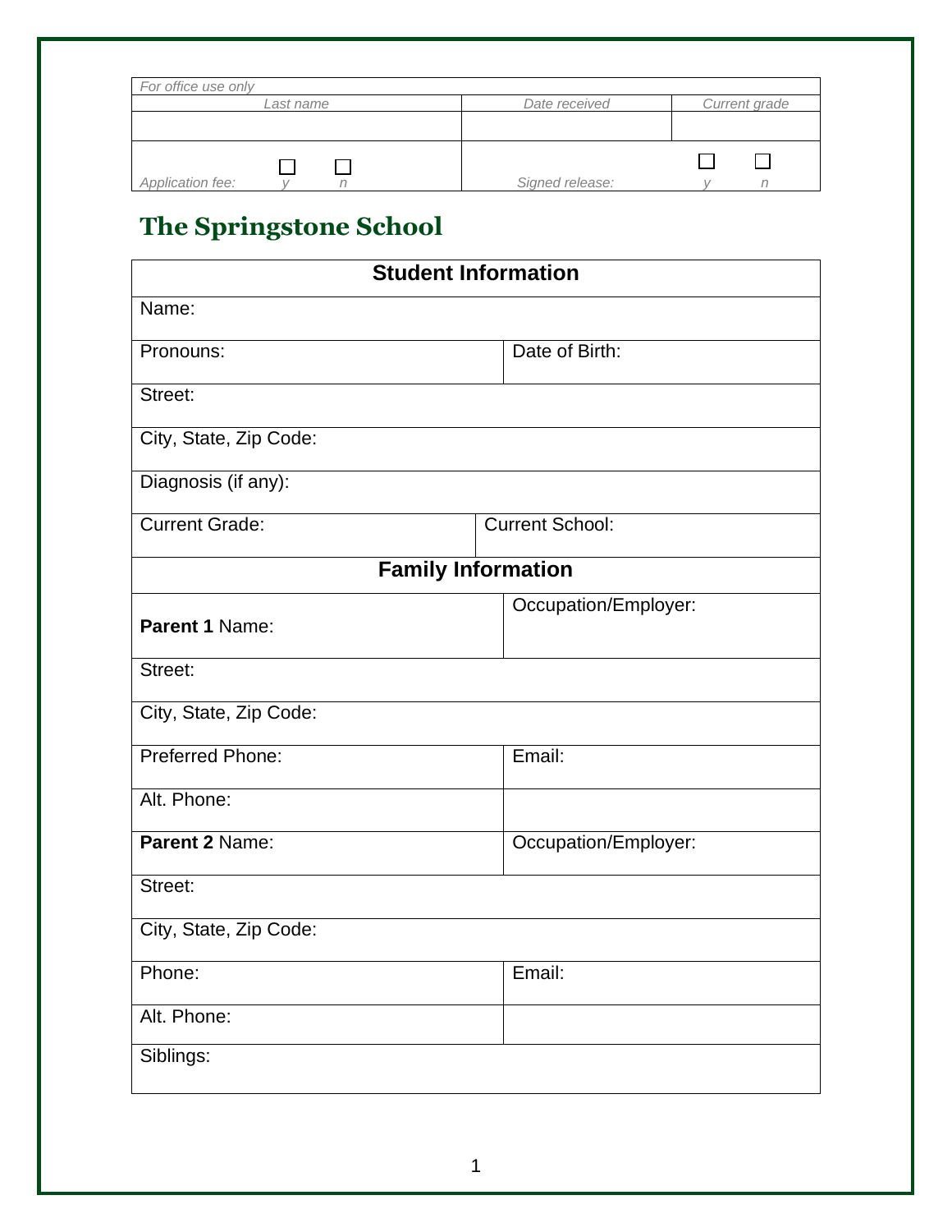| *For office use only* | | |
|---|---|---|
| *Last name* | *Date received* | *Current grade* |
| | | |
| *Application fee:* ☐ *y* ☐ *n* | *Signed release:* ☐ *y* ☐ *n* | |

# The Springstone School

| **Student Information** | |
|---|---|
| Name: | |
| Pronouns: | Date of Birth: |
| Street: | |
| City, State, Zip Code: | |
| Diagnosis (if any): | |
| Current Grade: | Current School: |
| **Family Information** | |
| **Parent 1** Name: | Occupation/Employer: |
| Street: | |
| City, State, Zip Code: | |
| Preferred Phone: | Email: |
| Alt. Phone: | |
| **Parent 2** Name: | Occupation/Employer: |
| Street: | |
| City, State, Zip Code: | |
| Phone: | Email: |
| Alt. Phone: | |
| Siblings: | |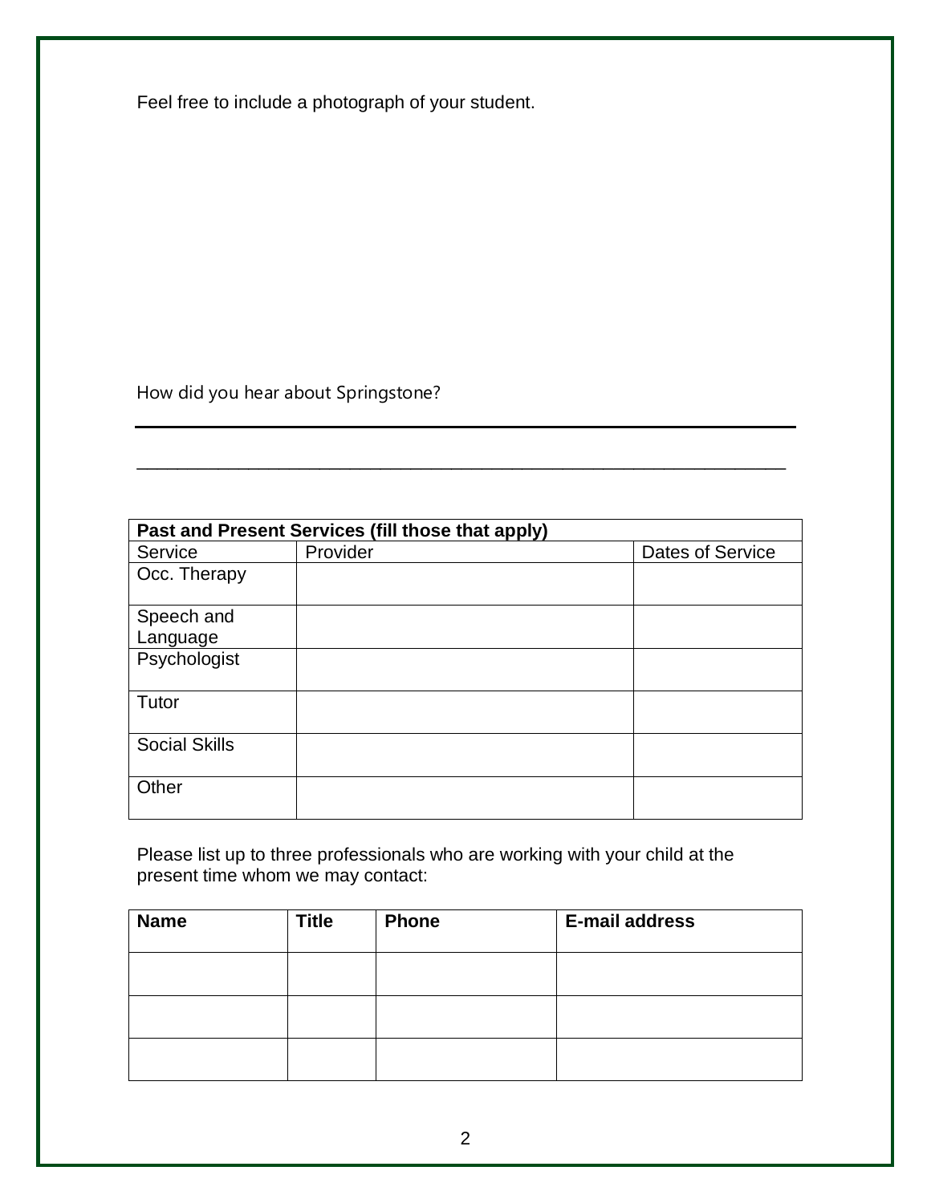Feel free to include a photograph of your student.

How did you hear about Springstone?

___________________________________________________________________________

___________________________________________________________________________

| Past and Present Services (fill those that apply) | | |
|---|---|---|
| Service | Provider | Dates of Service |
| Occ. Therapy | | |
| Speech and Language | | |
| Psychologist | | |
| Tutor | | |
| Social Skills | | |
| Other | | |

Please list up to three professionals who are working with your child at the present time whom we may contact:

| **Name** | **Title** | **Phone** | **E-mail address** |
|---|---|---|---|
| | | | |
| | | | |
| | | | |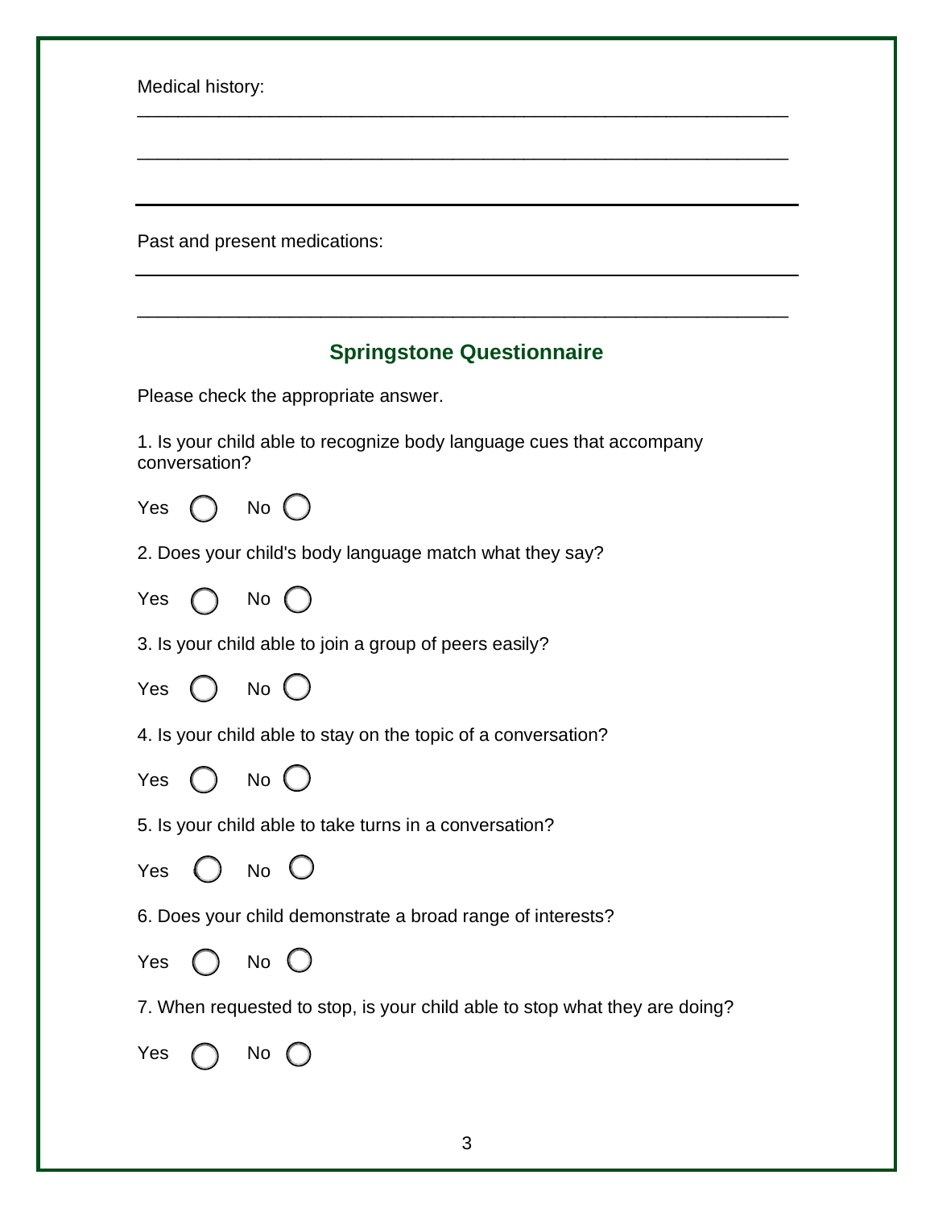Medical history:

_______________________________________________________________

_______________________________________________________________

_______________________________________________________________

Past and present medications:

_______________________________________________________________

_______________________________________________________________

## Springstone Questionnaire

Please check the appropriate answer.

1. Is your child able to recognize body language cues that accompany conversation?

Yes ◯ No ◯

2. Does your child's body language match what they say?

Yes ◯ No ◯

3. Is your child able to join a group of peers easily?

Yes ◯ No ◯

4. Is your child able to stay on the topic of a conversation?

Yes ◯ No ◯

5. Is your child able to take turns in a conversation?

Yes ◯ No ◯

6. Does your child demonstrate a broad range of interests?

Yes ◯ No ◯

7. When requested to stop, is your child able to stop what they are doing?

Yes ◯ No ◯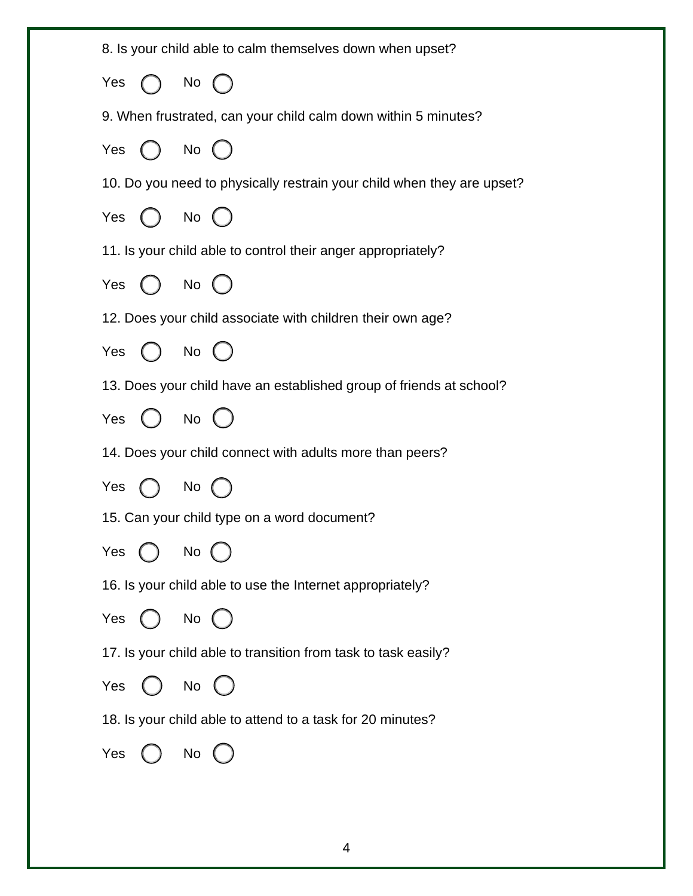8. Is your child able to calm themselves down when upset?

Yes ◯ No ◯

9. When frustrated, can your child calm down within 5 minutes?

Yes ◯ No ◯

10. Do you need to physically restrain your child when they are upset?

Yes ◯ No ◯

11. Is your child able to control their anger appropriately?

Yes ◯ No ◯

12. Does your child associate with children their own age?

Yes ◯ No ◯

13. Does your child have an established group of friends at school?

Yes ◯ No ◯

14. Does your child connect with adults more than peers?

Yes ◯ No ◯

15. Can your child type on a word document?

Yes ◯ No ◯

16. Is your child able to use the Internet appropriately?

Yes ◯ No ◯

17. Is your child able to transition from task to task easily?

Yes ◯ No ◯

18. Is your child able to attend to a task for 20 minutes?

Yes ◯ No ◯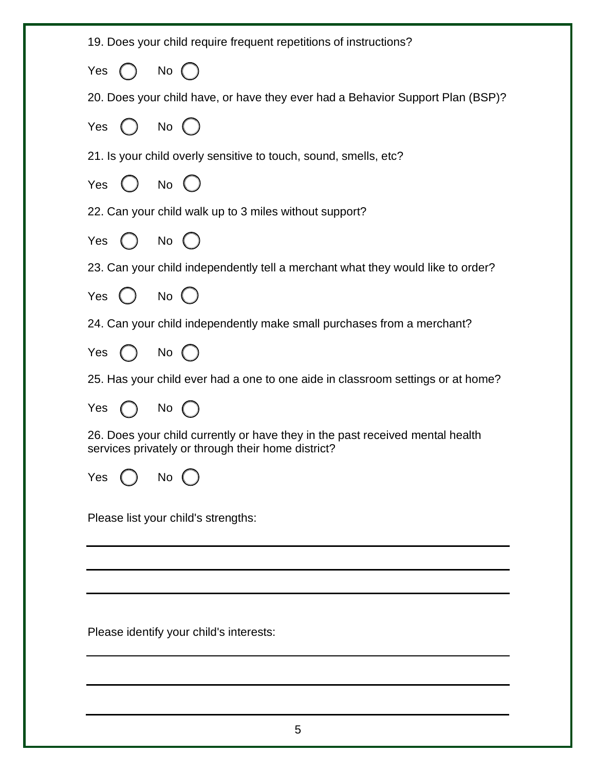19. Does your child require frequent repetitions of instructions?

Yes ◯ No ◯

20. Does your child have, or have they ever had a Behavior Support Plan (BSP)?

Yes ◯ No ◯

21. Is your child overly sensitive to touch, sound, smells, etc?

Yes ◯ No ◯

22. Can your child walk up to 3 miles without support?

Yes ◯ No ◯

23. Can your child independently tell a merchant what they would like to order?

Yes ◯ No ◯

24. Can your child independently make small purchases from a merchant?

Yes ◯ No ◯

25. Has your child ever had a one to one aide in classroom settings or at home?

Yes ◯ No ◯

26. Does your child currently or have they in the past received mental health services privately or through their home district?

Yes ◯ No ◯

Please list your child's strengths:

\_\_\_\_\_\_\_\_\_\_\_\_\_\_\_\_\_\_\_\_\_\_\_\_\_\_\_\_\_\_\_\_\_\_\_\_\_\_\_\_\_\_\_\_\_\_\_\_\_\_\_\_\_\_\_\_\_\_\_\_

\_\_\_\_\_\_\_\_\_\_\_\_\_\_\_\_\_\_\_\_\_\_\_\_\_\_\_\_\_\_\_\_\_\_\_\_\_\_\_\_\_\_\_\_\_\_\_\_\_\_\_\_\_\_\_\_\_\_\_\_

\_\_\_\_\_\_\_\_\_\_\_\_\_\_\_\_\_\_\_\_\_\_\_\_\_\_\_\_\_\_\_\_\_\_\_\_\_\_\_\_\_\_\_\_\_\_\_\_\_\_\_\_\_\_\_\_\_\_\_\_

Please identify your child's interests:

\_\_\_\_\_\_\_\_\_\_\_\_\_\_\_\_\_\_\_\_\_\_\_\_\_\_\_\_\_\_\_\_\_\_\_\_\_\_\_\_\_\_\_\_\_\_\_\_\_\_\_\_\_\_\_\_\_\_\_\_

\_\_\_\_\_\_\_\_\_\_\_\_\_\_\_\_\_\_\_\_\_\_\_\_\_\_\_\_\_\_\_\_\_\_\_\_\_\_\_\_\_\_\_\_\_\_\_\_\_\_\_\_\_\_\_\_\_\_\_\_

\_\_\_\_\_\_\_\_\_\_\_\_\_\_\_\_\_\_\_\_\_\_\_\_\_\_\_\_\_\_\_\_\_\_\_\_\_\_\_\_\_\_\_\_\_\_\_\_\_\_\_\_\_\_\_\_\_\_\_\_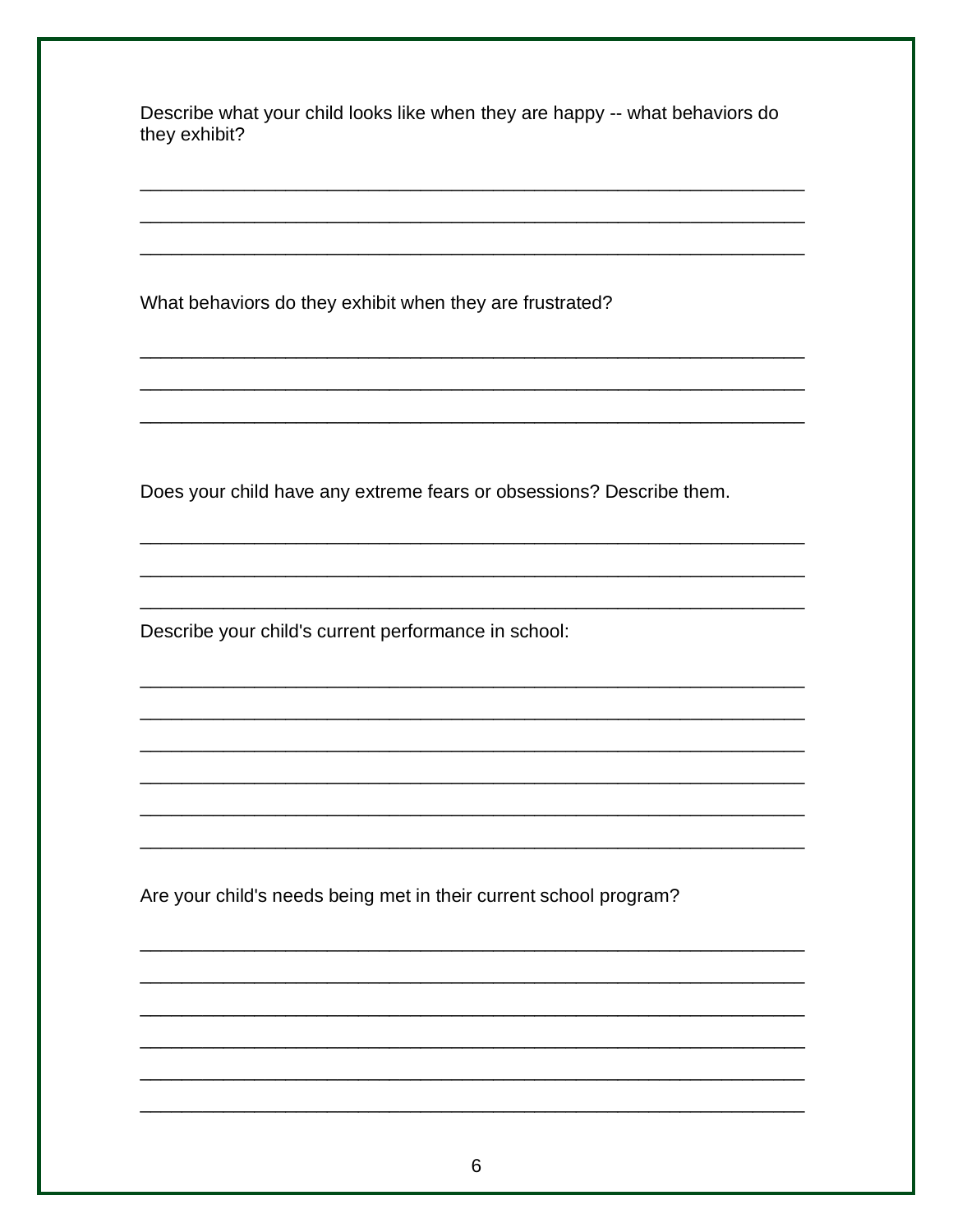Describe what your child looks like when they are happy -- what behaviors do they exhibit?

_______________________________________________________________

_______________________________________________________________

_______________________________________________________________

What behaviors do they exhibit when they are frustrated?

_______________________________________________________________

_______________________________________________________________

_______________________________________________________________

Does your child have any extreme fears or obsessions? Describe them.

_______________________________________________________________

_______________________________________________________________

_______________________________________________________________

Describe your child's current performance in school:

_______________________________________________________________

_______________________________________________________________

_______________________________________________________________

_______________________________________________________________

_______________________________________________________________

_______________________________________________________________

Are your child's needs being met in their current school program?

_______________________________________________________________

_______________________________________________________________

_______________________________________________________________

_______________________________________________________________

_______________________________________________________________

_______________________________________________________________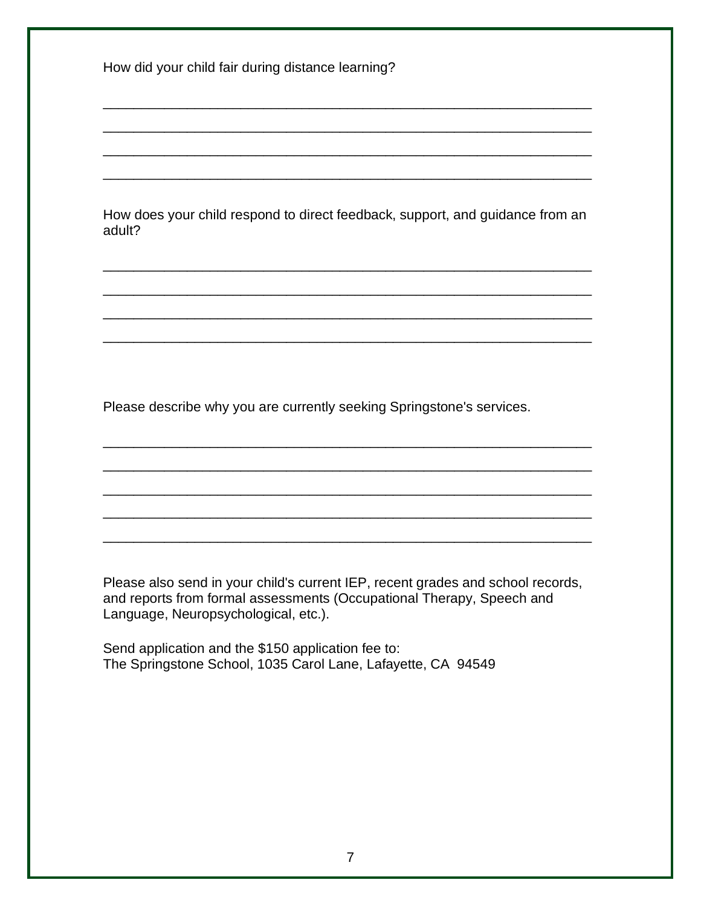How did your child fair during distance learning?

_______________________________________________________________

_______________________________________________________________

_______________________________________________________________

_______________________________________________________________

How does your child respond to direct feedback, support, and guidance from an adult?

_______________________________________________________________

_______________________________________________________________

_______________________________________________________________

_______________________________________________________________

Please describe why you are currently seeking Springstone's services.

_______________________________________________________________

_______________________________________________________________

_______________________________________________________________

_______________________________________________________________

_______________________________________________________________

Please also send in your child's current IEP, recent grades and school records, and reports from formal assessments (Occupational Therapy, Speech and Language, Neuropsychological, etc.).

Send application and the $150 application fee to:
The Springstone School, 1035 Carol Lane, Lafayette, CA 94549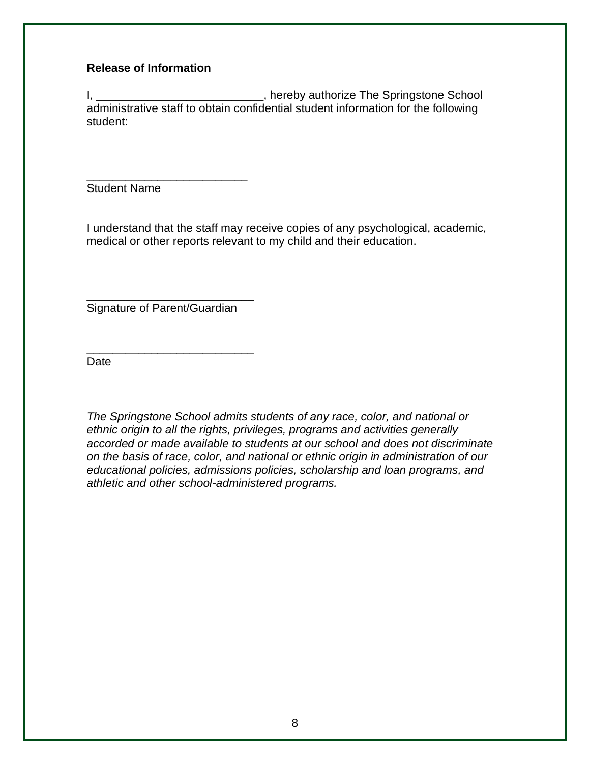**Release of Information**

I, __________________________, hereby authorize The Springstone School administrative staff to obtain confidential student information for the following student:

_________________________
Student Name

I understand that the staff may receive copies of any psychological, academic, medical or other reports relevant to my child and their education.

__________________________
Signature of Parent/Guardian

__________________________
Date

*The Springstone School admits students of any race, color, and national or ethnic origin to all the rights, privileges, programs and activities generally accorded or made available to students at our school and does not discriminate on the basis of race, color, and national or ethnic origin in administration of our educational policies, admissions policies, scholarship and loan programs, and athletic and other school-administered programs.*